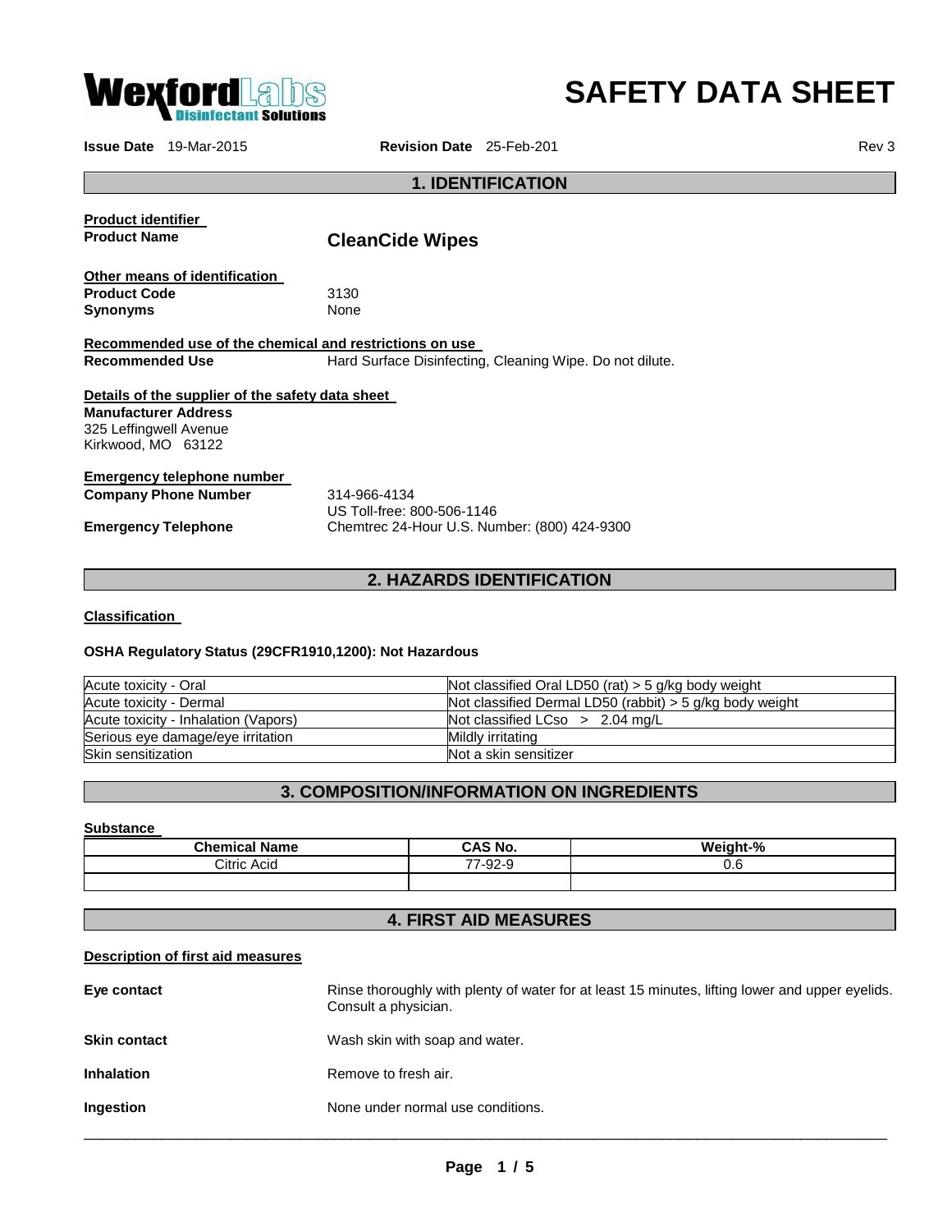WexfordLabs Disinfectant Solutions

# SAFETY DATA SHEET

**Issue Date** 19-Mar-2015 **Revision Date** 25-Feb-201 Rev 3

## 1. IDENTIFICATION

**Product identifier**

**Product Name** **CleanCide Wipes**

**Other means of identification**

**Product Code** 3130

**Synonyms** None

**Recommended use of the chemical and restrictions on use**

**Recommended Use** Hard Surface Disinfecting, Cleaning Wipe. Do not dilute.

**Details of the supplier of the safety data sheet**

**Manufacturer Address**
325 Leffingwell Avenue
Kirkwood, MO 63122

**Emergency telephone number**

**Company Phone Number** 314-966-4134
US Toll-free: 800-506-1146

**Emergency Telephone** Chemtrec 24-Hour U.S. Number: (800) 424-9300

## 2. HAZARDS IDENTIFICATION

**Classification**

**OSHA Regulatory Status (29CFR1910,1200): Not Hazardous**

| | |
|---|---|
| Acute toxicity - Oral | Not classified Oral LD50 (rat) > 5 g/kg body weight |
| Acute toxicity - Dermal | Not classified Dermal LD50 (rabbit) > 5 g/kg body weight |
| Acute toxicity - Inhalation (Vapors) | Not classified LCso > 2.04 mg/L |
| Serious eye damage/eye irritation | Mildly irritating |
| Skin sensitization | Not a skin sensitizer |

## 3. COMPOSITION/INFORMATION ON INGREDIENTS

**Substance**

| Chemical Name | CAS No. | Weight-% |
|---|---|---|
| Citric Acid | 77-92-9 | 0.6 |
| | | |

## 4. FIRST AID MEASURES

**Description of first aid measures**

**Eye contact** Rinse thoroughly with plenty of water for at least 15 minutes, lifting lower and upper eyelids. Consult a physician.

**Skin contact** Wash skin with soap and water.

**Inhalation** Remove to fresh air.

**Ingestion** None under normal use conditions.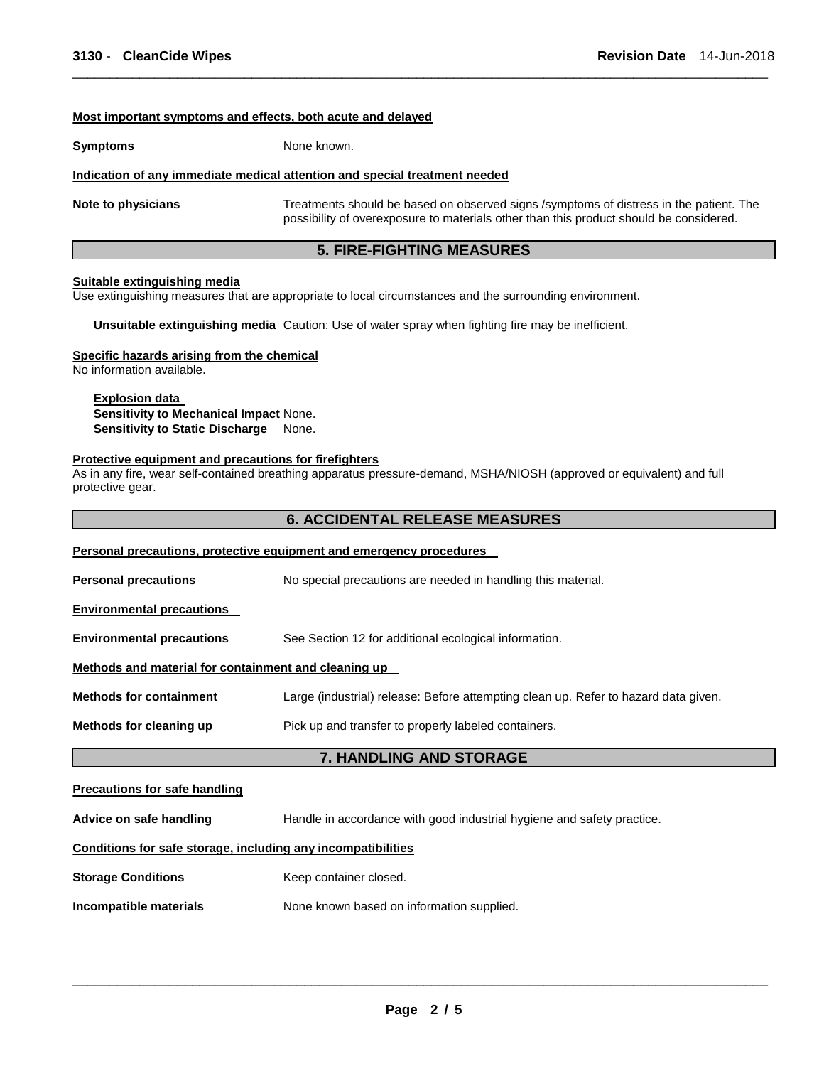#### Most important symptoms and effects, both acute and delayed

**Symptoms** None known.

#### Indication of any immediate medical attention and special treatment needed

**Note to physicians** Treatments should be based on observed signs /symptoms of distress in the patient. The possibility of overexposure to materials other than this product should be considered.

## 5. FIRE-FIGHTING MEASURES

#### Suitable extinguishing media

Use extinguishing measures that are appropriate to local circumstances and the surrounding environment.

**Unsuitable extinguishing media** Caution: Use of water spray when fighting fire may be inefficient.

#### Specific hazards arising from the chemical

No information available.

**Explosion data**
**Sensitivity to Mechanical Impact** None.
**Sensitivity to Static Discharge** None.

#### Protective equipment and precautions for firefighters

As in any fire, wear self-contained breathing apparatus pressure-demand, MSHA/NIOSH (approved or equivalent) and full protective gear.

## 6. ACCIDENTAL RELEASE MEASURES

#### Personal precautions, protective equipment and emergency procedures

**Personal precautions** No special precautions are needed in handling this material.

#### Environmental precautions

**Environmental precautions** See Section 12 for additional ecological information.

#### Methods and material for containment and cleaning up

**Methods for containment** Large (industrial) release: Before attempting clean up. Refer to hazard data given.

**Methods for cleaning up** Pick up and transfer to properly labeled containers.

## 7. HANDLING AND STORAGE

#### Precautions for safe handling

**Advice on safe handling** Handle in accordance with good industrial hygiene and safety practice.

#### Conditions for safe storage, including any incompatibilities

**Storage Conditions** Keep container closed.

**Incompatible materials** None known based on information supplied.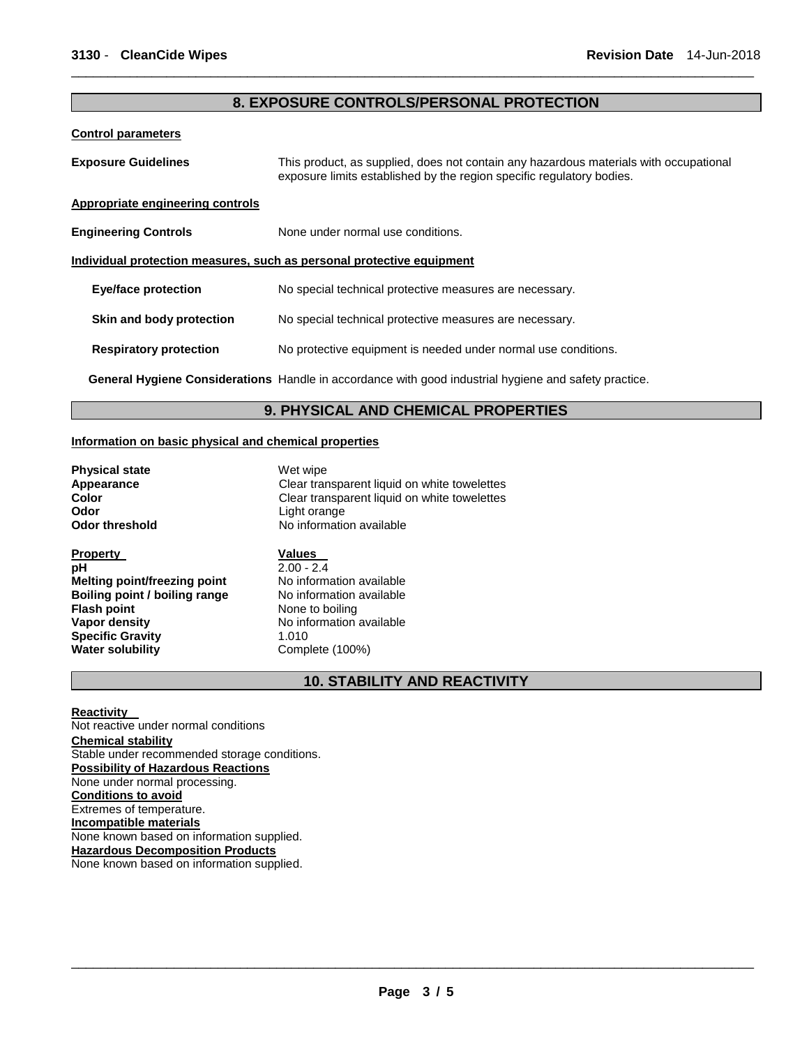## 8. EXPOSURE CONTROLS/PERSONAL PROTECTION

**Control parameters**

**Exposure Guidelines** This product, as supplied, does not contain any hazardous materials with occupational exposure limits established by the region specific regulatory bodies.

**Appropriate engineering controls**

**Engineering Controls** None under normal use conditions.

**Individual protection measures, such as personal protective equipment**

**Eye/face protection** No special technical protective measures are necessary.

**Skin and body protection** No special technical protective measures are necessary.

**Respiratory protection** No protective equipment is needed under normal use conditions.

**General Hygiene Considerations** Handle in accordance with good industrial hygiene and safety practice.

## 9. PHYSICAL AND CHEMICAL PROPERTIES

**Information on basic physical and chemical properties**

**Physical state** Wet wipe
**Appearance** Clear transparent liquid on white towelettes
**Color** Clear transparent liquid on white towelettes
**Odor** Light orange
**Odor threshold** No information available

| Property | Values |
|---|---|
| **pH** | 2.00 - 2.4 |
| **Melting point/freezing point** | No information available |
| **Boiling point / boiling range** | No information available |
| **Flash point** | None to boiling |
| **Vapor density** | No information available |
| **Specific Gravity** | 1.010 |
| **Water solubility** | Complete (100%) |

## 10. STABILITY AND REACTIVITY

**Reactivity**
Not reactive under normal conditions

**Chemical stability**
Stable under recommended storage conditions.

**Possibility of Hazardous Reactions**
None under normal processing.

**Conditions to avoid**
Extremes of temperature.

**Incompatible materials**
None known based on information supplied.

**Hazardous Decomposition Products**
None known based on information supplied.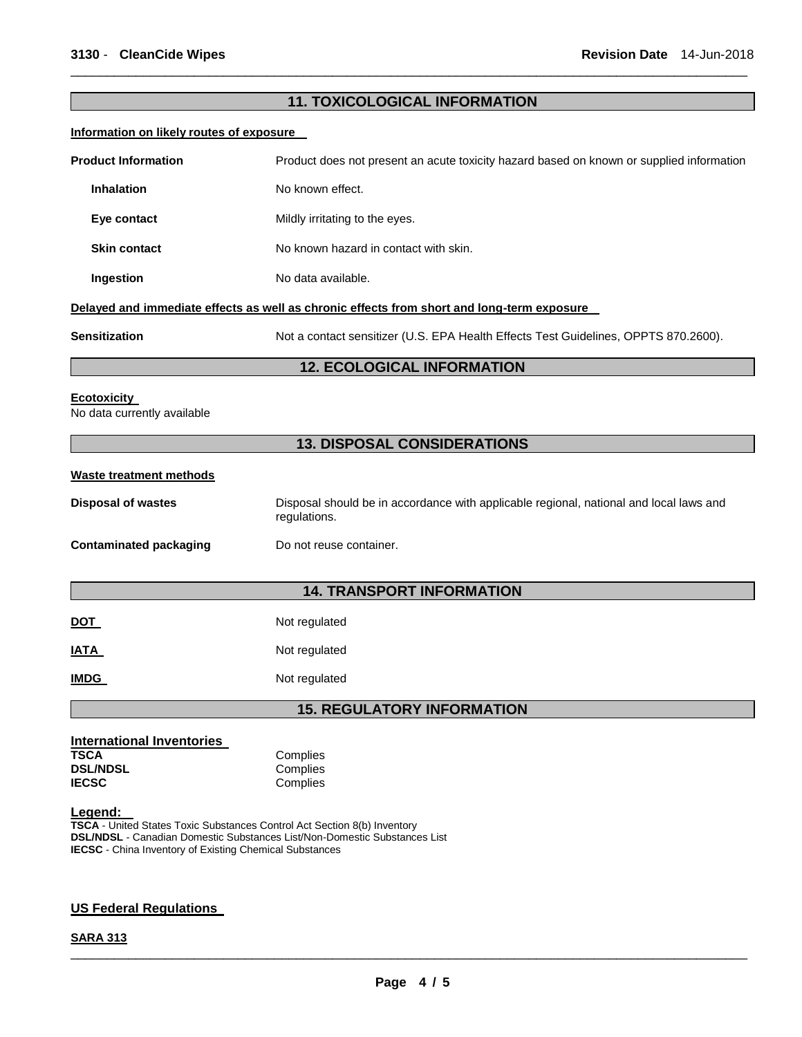## 11. TOXICOLOGICAL INFORMATION

**Information on likely routes of exposure**

**Product Information** Product does not present an acute toxicity hazard based on known or supplied information

**Inhalation** No known effect.

**Eye contact** Mildly irritating to the eyes.

**Skin contact** No known hazard in contact with skin.

**Ingestion** No data available.

**Delayed and immediate effects as well as chronic effects from short and long-term exposure**

**Sensitization** Not a contact sensitizer (U.S. EPA Health Effects Test Guidelines, OPPTS 870.2600).

## 12. ECOLOGICAL INFORMATION

**Ecotoxicity**
No data currently available

## 13. DISPOSAL CONSIDERATIONS

**Waste treatment methods**

**Disposal of wastes** Disposal should be in accordance with applicable regional, national and local laws and regulations.

**Contaminated packaging** Do not reuse container.

## 14. TRANSPORT INFORMATION

**DOT** Not regulated

**IATA** Not regulated

**IMDG** Not regulated

## 15. REGULATORY INFORMATION

**International Inventories**

| | |
|---|---|
| **TSCA** | Complies |
| **DSL/NDSL** | Complies |
| **IECSC** | Complies |

**Legend:**
**TSCA** - United States Toxic Substances Control Act Section 8(b) Inventory
**DSL/NDSL** - Canadian Domestic Substances List/Non-Domestic Substances List
**IECSC** - China Inventory of Existing Chemical Substances

**US Federal Regulations**

**SARA 313**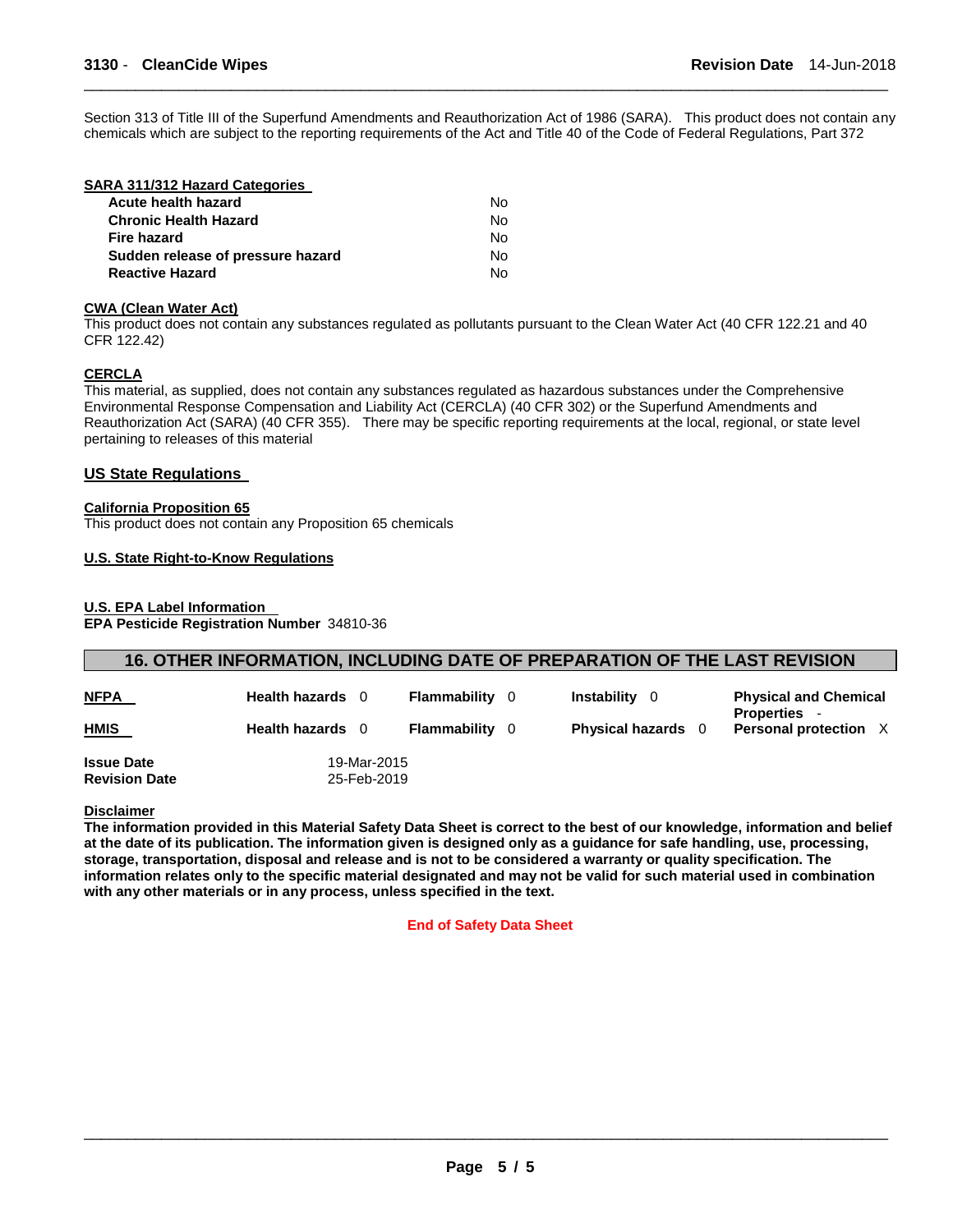Section 313 of Title III of the Superfund Amendments and Reauthorization Act of 1986 (SARA). This product does not contain any chemicals which are subject to the reporting requirements of the Act and Title 40 of the Code of Federal Regulations, Part 372

**SARA 311/312 Hazard Categories**

| | |
|---|---|
| **Acute health hazard** | No |
| **Chronic Health Hazard** | No |
| **Fire hazard** | No |
| **Sudden release of pressure hazard** | No |
| **Reactive Hazard** | No |

**CWA (Clean Water Act)**

This product does not contain any substances regulated as pollutants pursuant to the Clean Water Act (40 CFR 122.21 and 40 CFR 122.42)

**CERCLA**

This material, as supplied, does not contain any substances regulated as hazardous substances under the Comprehensive Environmental Response Compensation and Liability Act (CERCLA) (40 CFR 302) or the Superfund Amendments and Reauthorization Act (SARA) (40 CFR 355). There may be specific reporting requirements at the local, regional, or state level pertaining to releases of this material

## US State Regulations

**California Proposition 65**

This product does not contain any Proposition 65 chemicals

**U.S. State Right-to-Know Regulations**

**U.S. EPA Label Information**

**EPA Pesticide Registration Number** 34810-36

## 16. OTHER INFORMATION, INCLUDING DATE OF PREPARATION OF THE LAST REVISION

| | | | | |
|---|---|---|---|---|
| **NFPA** | **Health hazards** 0 | **Flammability** 0 | **Instability** 0 | **Physical and Chemical Properties** - |
| **HMIS** | **Health hazards** 0 | **Flammability** 0 | **Physical hazards** 0 | **Personal protection** X |

**Issue Date** 19-Mar-2015
**Revision Date** 25-Feb-2019

**Disclaimer**

**The information provided in this Material Safety Data Sheet is correct to the best of our knowledge, information and belief at the date of its publication. The information given is designed only as a guidance for safe handling, use, processing, storage, transportation, disposal and release and is not to be considered a warranty or quality specification. The information relates only to the specific material designated and may not be valid for such material used in combination with any other materials or in any process, unless specified in the text.**

**End of Safety Data Sheet**